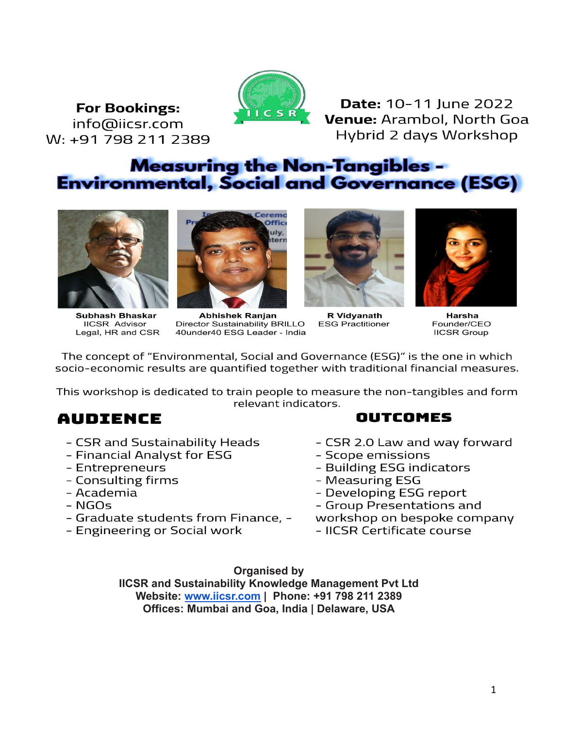**For Bookings:**
info@iicsr.com
W: +91 798 211 2389

**Date:** 10-11 June 2022
**Venue:** Arambol, North Goa
Hybrid 2 days Workshop

# Measuring the Non-Tangibles - Environmental, Social and Governance (ESG)

| **Subhash Bhaskar** | **Abhishek Ranjan** | **R Vidyanath** | **Harsha** |
|---|---|---|---|
| IICSR Advisor<br>Legal, HR and CSR | Director Sustainability BRILLO<br>40under40 ESG Leader - India | ESG Practitioner | Founder/CEO<br>IICSR Group |

The concept of "Environmental, Social and Governance (ESG)" is the one in which socio-economic results are quantified together with traditional financial measures.

This workshop is dedicated to train people to measure the non-tangibles and form relevant indicators.

## AUDIENCE

- CSR and Sustainability Heads
- Financial Analyst for ESG
- Entrepreneurs
- Consulting firms
- Academia
- NGOs
- Graduate students from Finance, -
- Engineering or Social work

## OUTCOMES

- CSR 2.0 Law and way forward
- Scope emissions
- Building ESG indicators
- Measuring ESG
- Developing ESG report
- Group Presentations and workshop on bespoke company
- IICSR Certificate course

**Organised by**
**IICSR and Sustainability Knowledge Management Pvt Ltd**
**Website: www.iicsr.com | Phone: +91 798 211 2389**
**Offices: Mumbai and Goa, India | Delaware, USA**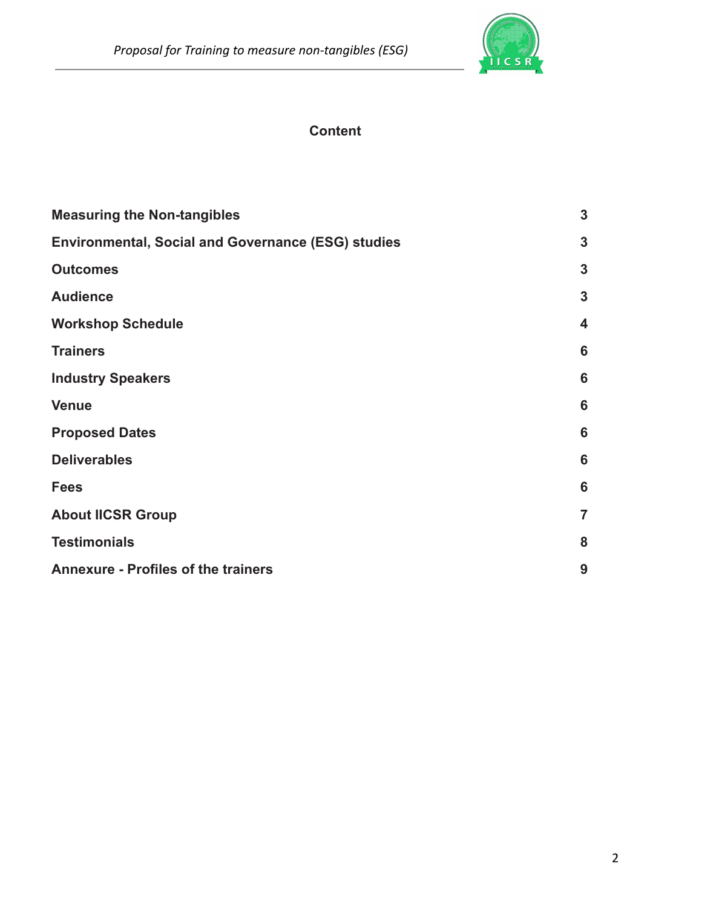# Content

| | |
|---|---|
| **Measuring the Non-tangibles** | **3** |
| **Environmental, Social and Governance (ESG) studies** | **3** |
| **Outcomes** | **3** |
| **Audience** | **3** |
| **Workshop Schedule** | **4** |
| **Trainers** | **6** |
| **Industry Speakers** | **6** |
| **Venue** | **6** |
| **Proposed Dates** | **6** |
| **Deliverables** | **6** |
| **Fees** | **6** |
| **About IICSR Group** | **7** |
| **Testimonials** | **8** |
| **Annexure - Profiles of the trainers** | **9** |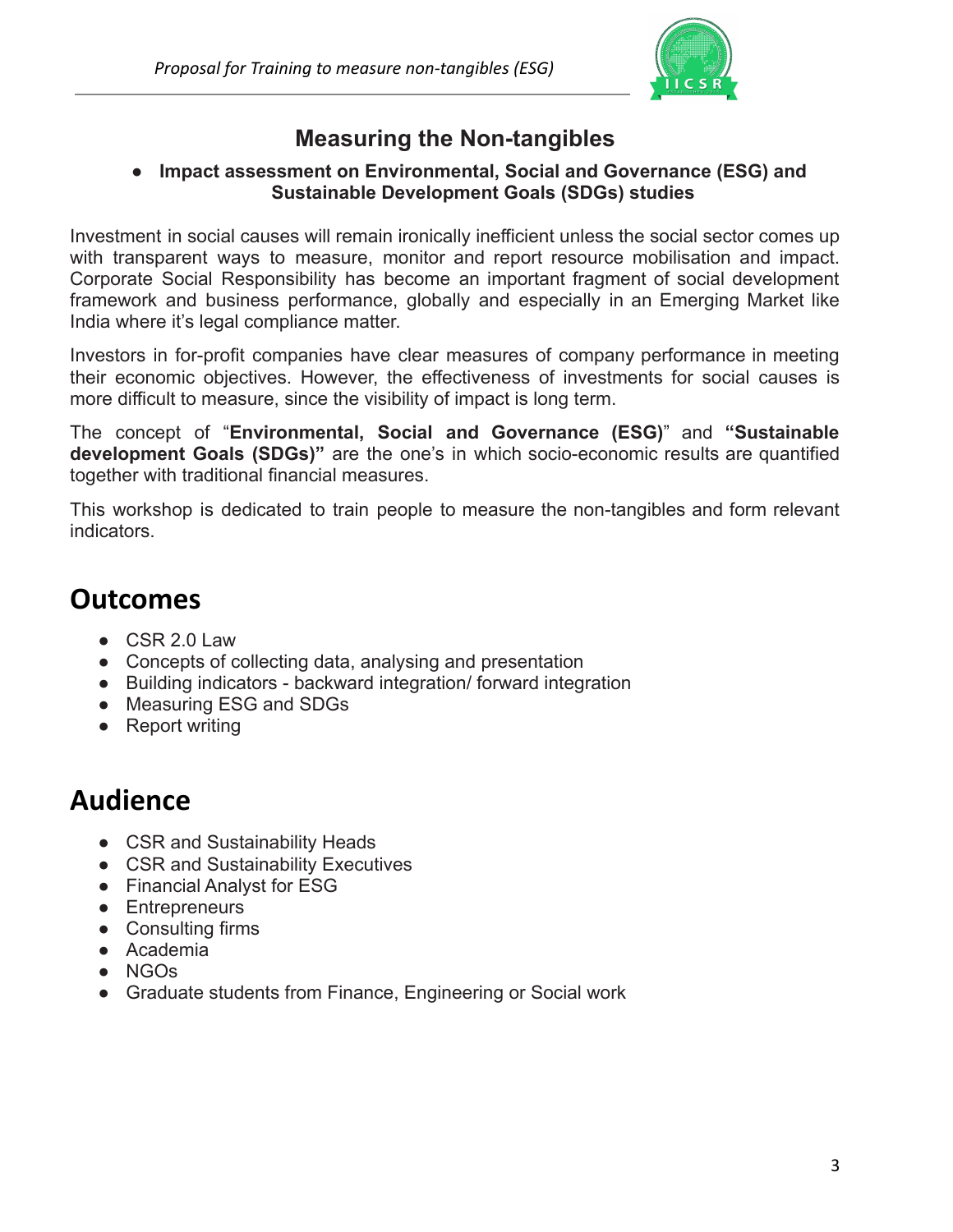## Measuring the Non-tangibles

- **Impact assessment on Environmental, Social and Governance (ESG) and Sustainable Development Goals (SDGs) studies**

Investment in social causes will remain ironically inefficient unless the social sector comes up with transparent ways to measure, monitor and report resource mobilisation and impact. Corporate Social Responsibility has become an important fragment of social development framework and business performance, globally and especially in an Emerging Market like India where it's legal compliance matter.

Investors in for-profit companies have clear measures of company performance in meeting their economic objectives. However, the effectiveness of investments for social causes is more difficult to measure, since the visibility of impact is long term.

The concept of "**Environmental, Social and Governance (ESG)**" and **"Sustainable development Goals (SDGs)"** are the one's in which socio-economic results are quantified together with traditional financial measures.

This workshop is dedicated to train people to measure the non-tangibles and form relevant indicators.

# Outcomes

- CSR 2.0 Law
- Concepts of collecting data, analysing and presentation
- Building indicators - backward integration/ forward integration
- Measuring ESG and SDGs
- Report writing

# Audience

- CSR and Sustainability Heads
- CSR and Sustainability Executives
- Financial Analyst for ESG
- Entrepreneurs
- Consulting firms
- Academia
- NGOs
- Graduate students from Finance, Engineering or Social work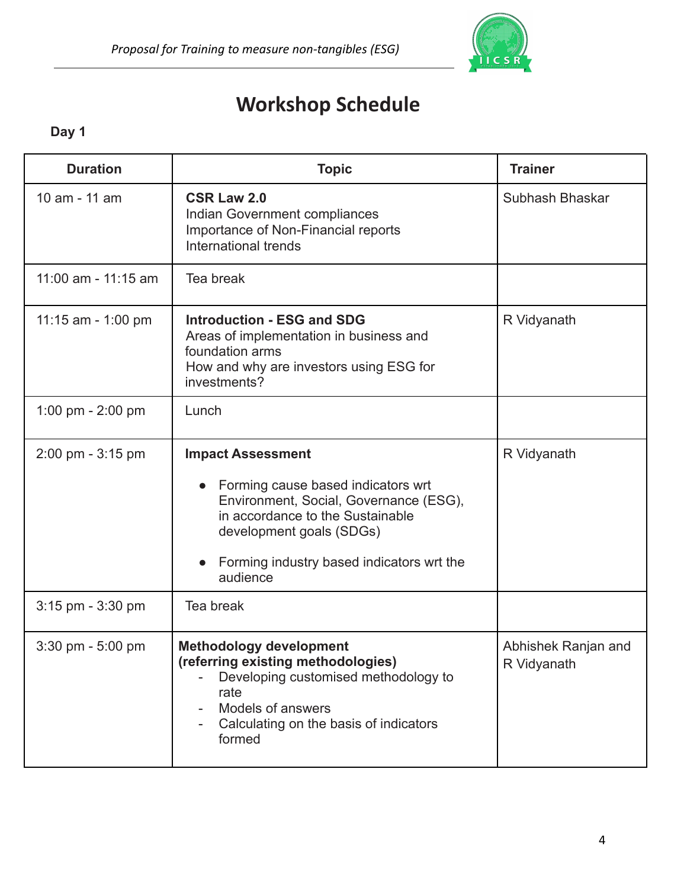# Workshop Schedule

**Day 1**

| Duration | Topic | Trainer |
|---|---|---|
| 10 am - 11 am | **CSR Law 2.0**<br>Indian Government compliances<br>Importance of Non-Financial reports<br>International trends | Subhash Bhaskar |
| 11:00 am - 11:15 am | Tea break | |
| 11:15 am - 1:00 pm | **Introduction - ESG and SDG**<br>Areas of implementation in business and foundation arms<br>How and why are investors using ESG for investments? | R Vidyanath |
| 1:00 pm - 2:00 pm | Lunch | |
| 2:00 pm - 3:15 pm | **Impact Assessment**<br>● Forming cause based indicators wrt Environment, Social, Governance (ESG), in accordance to the Sustainable development goals (SDGs)<br>● Forming industry based indicators wrt the audience | R Vidyanath |
| 3:15 pm - 3:30 pm | Tea break | |
| 3:30 pm - 5:00 pm | **Methodology development (referring existing methodologies)**<br>- Developing customised methodology to rate<br>- Models of answers<br>- Calculating on the basis of indicators formed | Abhishek Ranjan and R Vidyanath |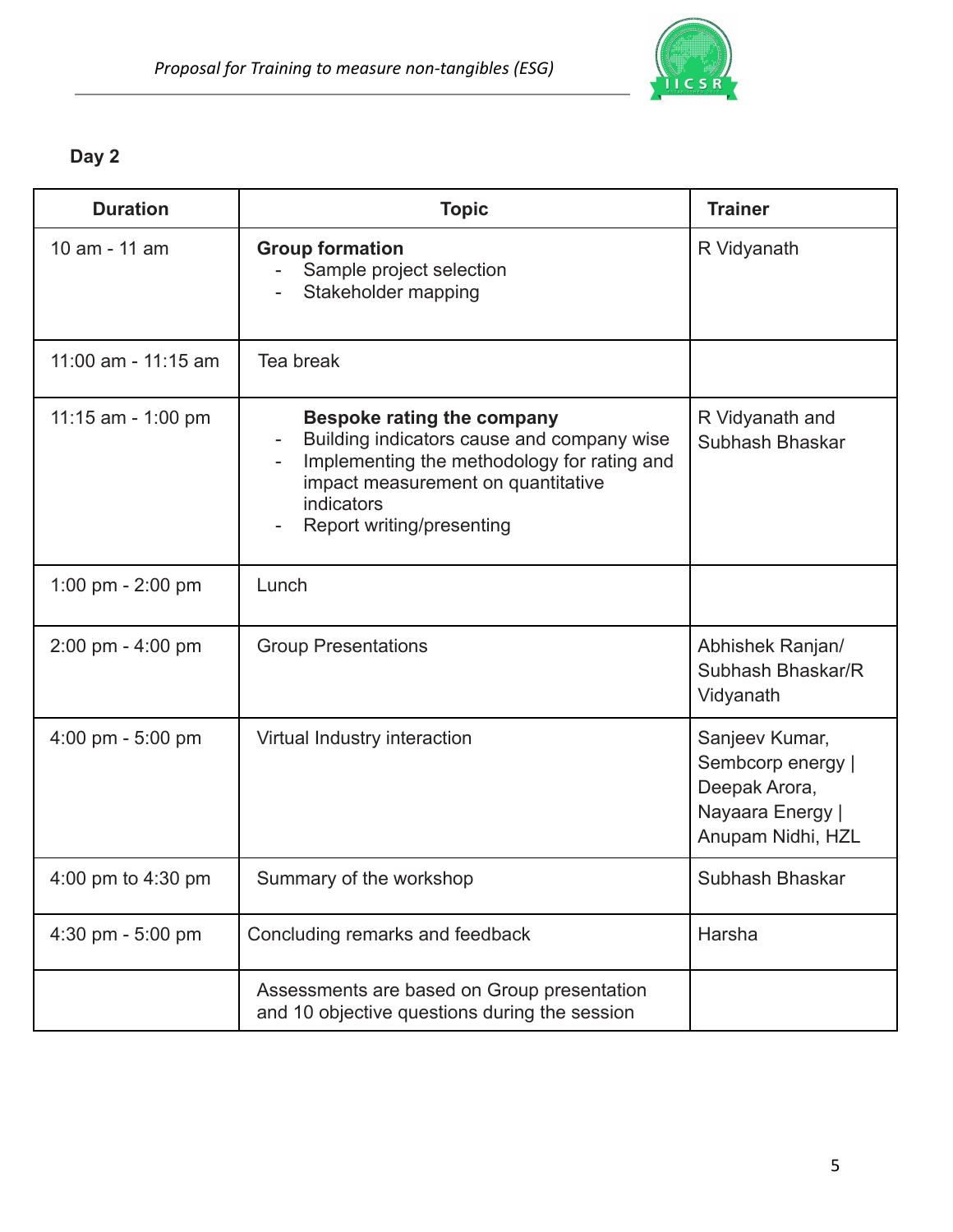## Day 2

| Duration | Topic | Trainer |
|---|---|---|
| 10 am - 11 am | **Group formation**<br>- Sample project selection<br>- Stakeholder mapping | R Vidyanath |
| 11:00 am - 11:15 am | Tea break | |
| 11:15 am - 1:00 pm | **Bespoke rating the company**<br>- Building indicators cause and company wise<br>- Implementing the methodology for rating and impact measurement on quantitative indicators<br>- Report writing/presenting | R Vidyanath and Subhash Bhaskar |
| 1:00 pm - 2:00 pm | Lunch | |
| 2:00 pm - 4:00 pm | Group Presentations | Abhishek Ranjan/ Subhash Bhaskar/R Vidyanath |
| 4:00 pm - 5:00 pm | Virtual Industry interaction | Sanjeev Kumar, Sembcorp energy \| Deepak Arora, Nayaara Energy \| Anupam Nidhi, HZL |
| 4:00 pm to 4:30 pm | Summary of the workshop | Subhash Bhaskar |
| 4:30 pm - 5:00 pm | Concluding remarks and feedback | Harsha |
| | Assessments are based on Group presentation and 10 objective questions during the session | |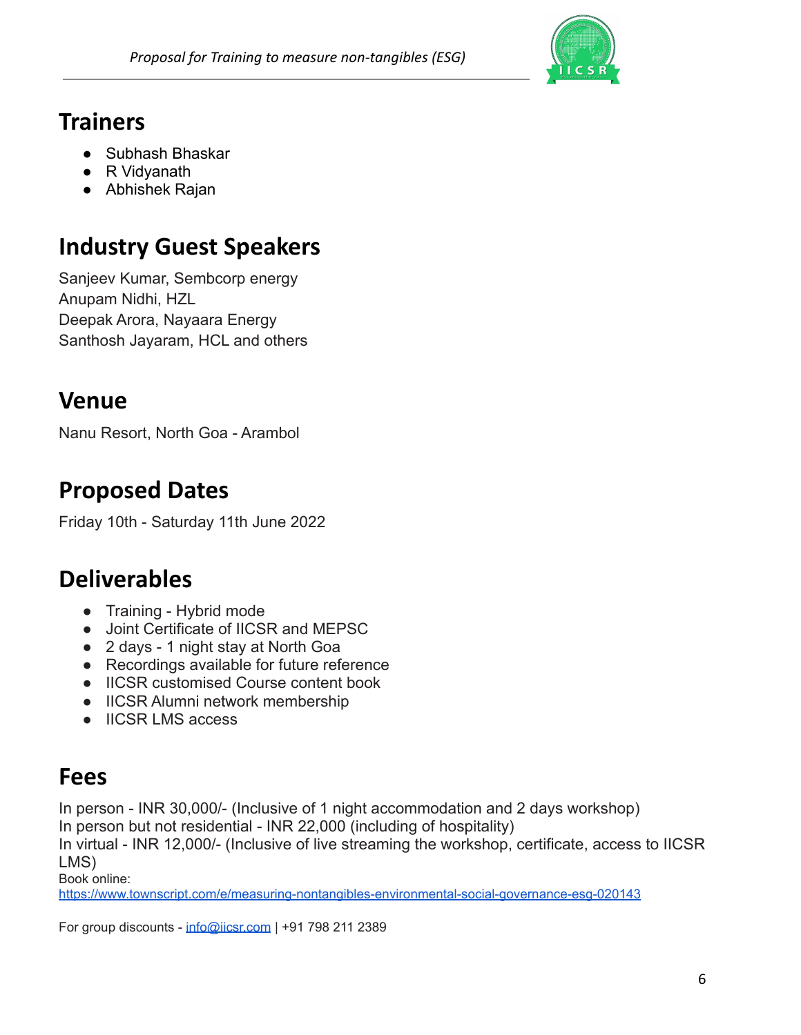## Trainers

- Subhash Bhaskar
- R Vidyanath
- Abhishek Rajan

## Industry Guest Speakers

Sanjeev Kumar, Sembcorp energy
Anupam Nidhi, HZL
Deepak Arora, Nayaara Energy
Santhosh Jayaram, HCL and others

## Venue

Nanu Resort, North Goa - Arambol

## Proposed Dates

Friday 10th - Saturday 11th June 2022

## Deliverables

- Training - Hybrid mode
- Joint Certificate of IICSR and MEPSC
- 2 days - 1 night stay at North Goa
- Recordings available for future reference
- IICSR customised Course content book
- IICSR Alumni network membership
- IICSR LMS access

## Fees

In person - INR 30,000/- (Inclusive of 1 night accommodation and 2 days workshop)
In person but not residential - INR 22,000 (including of hospitality)
In virtual - INR 12,000/- (Inclusive of live streaming the workshop, certificate, access to IICSR LMS)
Book online:
[https://www.townscript.com/e/measuring-nontangibles-environmental-social-governance-esg-020143](https://www.townscript.com/e/measuring-nontangibles-environmental-social-governance-esg-020143)

For group discounts - [info@iicsr.com](mailto:info@iicsr.com) | +91 798 211 2389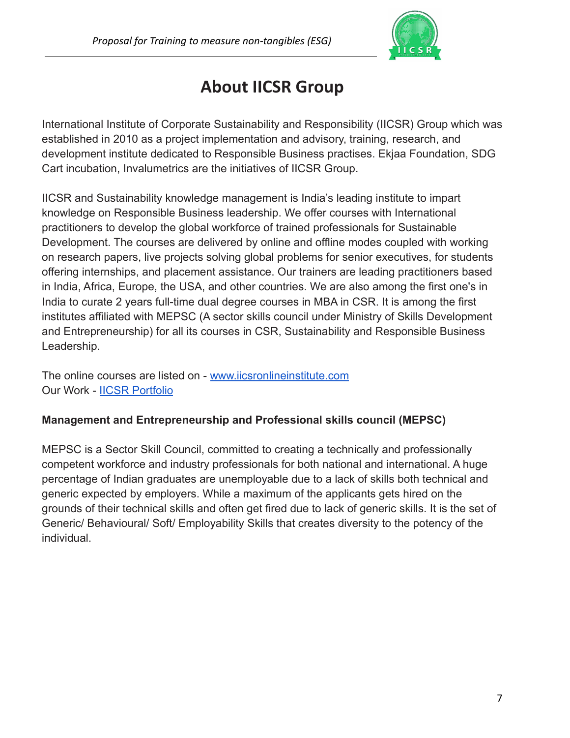# About IICSR Group

International Institute of Corporate Sustainability and Responsibility (IICSR) Group which was established in 2010 as a project implementation and advisory, training, research, and development institute dedicated to Responsible Business practises. Ekjaa Foundation, SDG Cart incubation, Invalumetrics are the initiatives of IICSR Group.

IICSR and Sustainability knowledge management is India's leading institute to impart knowledge on Responsible Business leadership. We offer courses with International practitioners to develop the global workforce of trained professionals for Sustainable Development. The courses are delivered by online and offline modes coupled with working on research papers, live projects solving global problems for senior executives, for students offering internships, and placement assistance. Our trainers are leading practitioners based in India, Africa, Europe, the USA, and other countries. We are also among the first one's in India to curate 2 years full-time dual degree courses in MBA in CSR. It is among the first institutes affiliated with MEPSC (A sector skills council under Ministry of Skills Development and Entrepreneurship) for all its courses in CSR, Sustainability and Responsible Business Leadership.

The online courses are listed on - [www.iicsronlineinstitute.com](www.iicsronlineinstitute.com)
Our Work - IICSR Portfolio

**Management and Entrepreneurship and Professional skills council (MEPSC)**

MEPSC is a Sector Skill Council, committed to creating a technically and professionally competent workforce and industry professionals for both national and international. A huge percentage of Indian graduates are unemployable due to a lack of skills both technical and generic expected by employers. While a maximum of the applicants gets hired on the grounds of their technical skills and often get fired due to lack of generic skills. It is the set of Generic/ Behavioural/ Soft/ Employability Skills that creates diversity to the potency of the individual.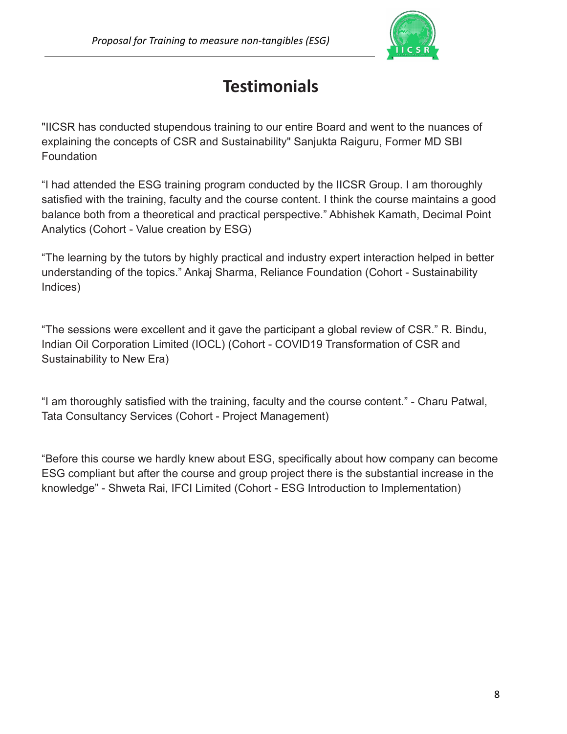# Testimonials

"IICSR has conducted stupendous training to our entire Board and went to the nuances of explaining the concepts of CSR and Sustainability" Sanjukta Raiguru, Former MD SBI Foundation

“I had attended the ESG training program conducted by the IICSR Group. I am thoroughly satisfied with the training, faculty and the course content. I think the course maintains a good balance both from a theoretical and practical perspective.” Abhishek Kamath, Decimal Point Analytics (Cohort - Value creation by ESG)

“The learning by the tutors by highly practical and industry expert interaction helped in better understanding of the topics.” Ankaj Sharma, Reliance Foundation (Cohort - Sustainability Indices)

“The sessions were excellent and it gave the participant a global review of CSR.” R. Bindu, Indian Oil Corporation Limited (IOCL) (Cohort - COVID19 Transformation of CSR and Sustainability to New Era)

“I am thoroughly satisfied with the training, faculty and the course content.” - Charu Patwal, Tata Consultancy Services (Cohort - Project Management)

“Before this course we hardly knew about ESG, specifically about how company can become ESG compliant but after the course and group project there is the substantial increase in the knowledge” - Shweta Rai, IFCI Limited (Cohort - ESG Introduction to Implementation)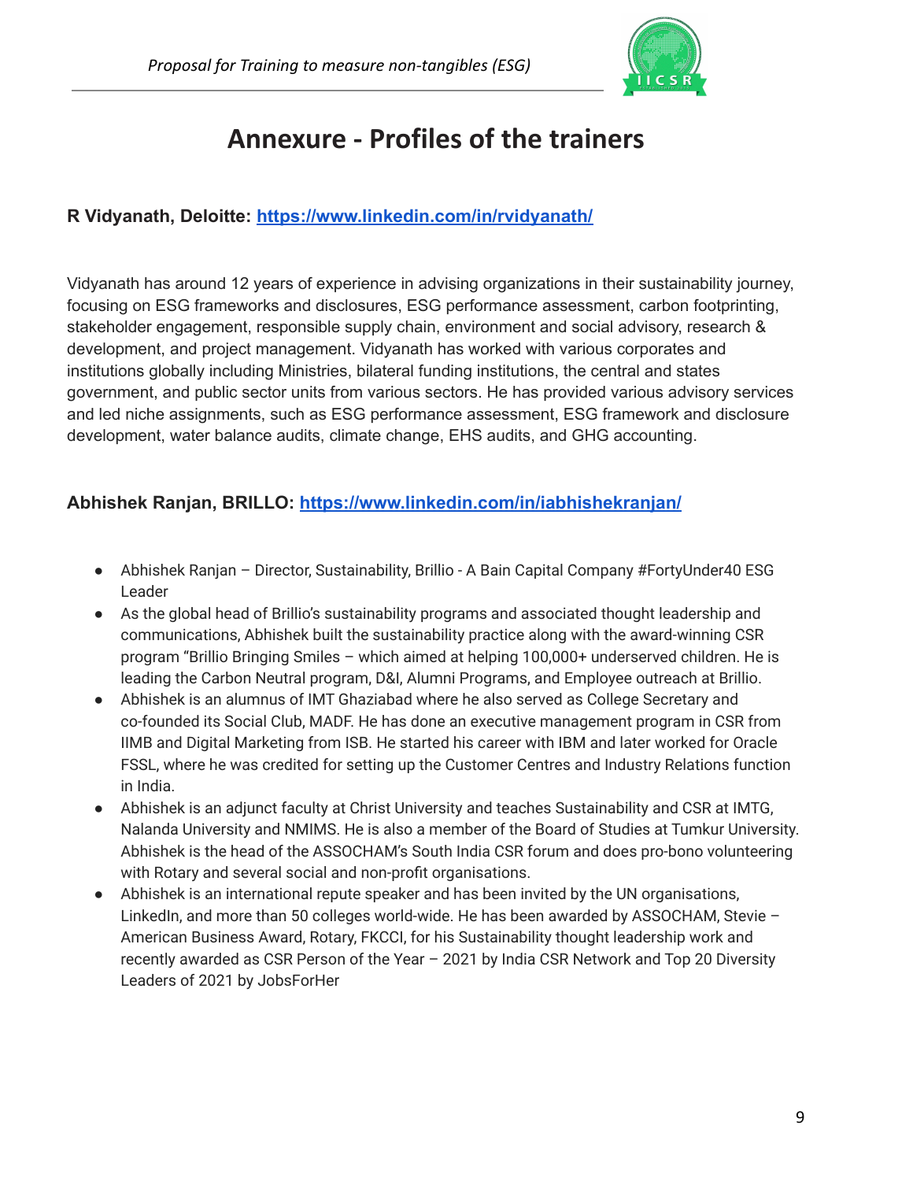# Annexure - Profiles of the trainers

**R Vidyanath, Deloitte: [https://www.linkedin.com/in/rvidyanath/](https://www.linkedin.com/in/rvidyanath/)**

Vidyanath has around 12 years of experience in advising organizations in their sustainability journey, focusing on ESG frameworks and disclosures, ESG performance assessment, carbon footprinting, stakeholder engagement, responsible supply chain, environment and social advisory, research & development, and project management. Vidyanath has worked with various corporates and institutions globally including Ministries, bilateral funding institutions, the central and states government, and public sector units from various sectors. He has provided various advisory services and led niche assignments, such as ESG performance assessment, ESG framework and disclosure development, water balance audits, climate change, EHS audits, and GHG accounting.

**Abhishek Ranjan, BRILLO: [https://www.linkedin.com/in/iabhishekranjan/](https://www.linkedin.com/in/iabhishekranjan/)**

- Abhishek Ranjan – Director, Sustainability, Brillio - A Bain Capital Company #FortyUnder40 ESG Leader
- As the global head of Brillio's sustainability programs and associated thought leadership and communications, Abhishek built the sustainability practice along with the award-winning CSR program "Brillio Bringing Smiles – which aimed at helping 100,000+ underserved children. He is leading the Carbon Neutral program, D&I, Alumni Programs, and Employee outreach at Brillio.
- Abhishek is an alumnus of IMT Ghaziabad where he also served as College Secretary and co-founded its Social Club, MADF. He has done an executive management program in CSR from IIMB and Digital Marketing from ISB. He started his career with IBM and later worked for Oracle FSSL, where he was credited for setting up the Customer Centres and Industry Relations function in India.
- Abhishek is an adjunct faculty at Christ University and teaches Sustainability and CSR at IMTG, Nalanda University and NMIMS. He is also a member of the Board of Studies at Tumkur University. Abhishek is the head of the ASSOCHAM's South India CSR forum and does pro-bono volunteering with Rotary and several social and non-profit organisations.
- Abhishek is an international repute speaker and has been invited by the UN organisations, LinkedIn, and more than 50 colleges world-wide. He has been awarded by ASSOCHAM, Stevie – American Business Award, Rotary, FKCCI, for his Sustainability thought leadership work and recently awarded as CSR Person of the Year – 2021 by India CSR Network and Top 20 Diversity Leaders of 2021 by JobsForHer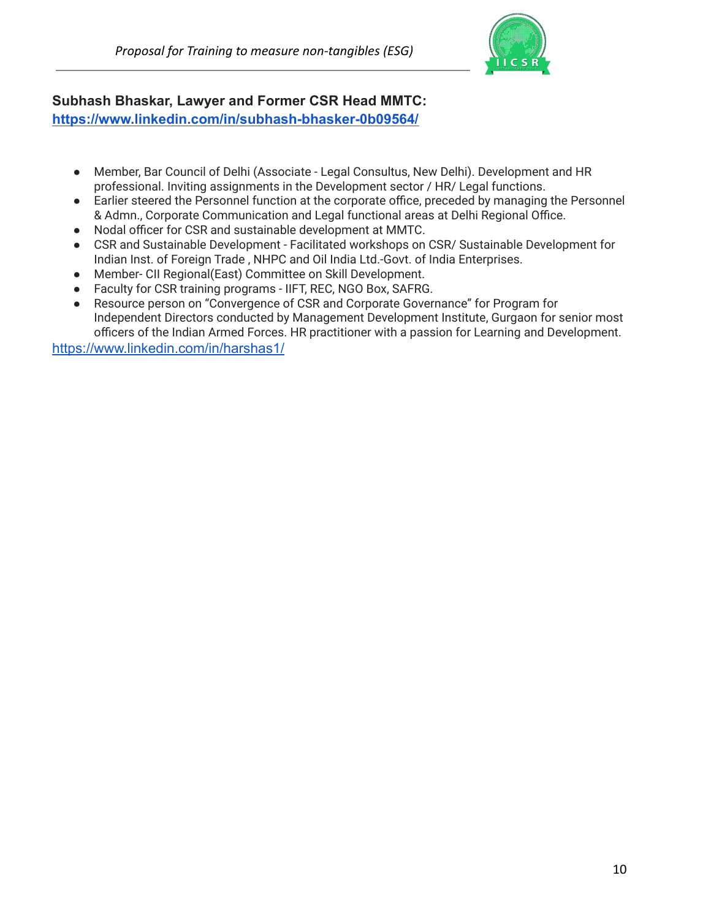**Subhash Bhaskar, Lawyer and Former CSR Head MMTC:**
**https://www.linkedin.com/in/subhash-bhasker-0b09564/**

- Member, Bar Council of Delhi (Associate - Legal Consultus, New Delhi). Development and HR professional. Inviting assignments in the Development sector / HR/ Legal functions.
- Earlier steered the Personnel function at the corporate office, preceded by managing the Personnel & Admn., Corporate Communication and Legal functional areas at Delhi Regional Office.
- Nodal officer for CSR and sustainable development at MMTC.
- CSR and Sustainable Development - Facilitated workshops on CSR/ Sustainable Development for Indian Inst. of Foreign Trade , NHPC and Oil India Ltd.-Govt. of India Enterprises.
- Member- CII Regional(East) Committee on Skill Development.
- Faculty for CSR training programs - IIFT, REC, NGO Box, SAFRG.
- Resource person on "Convergence of CSR and Corporate Governance" for Program for Independent Directors conducted by Management Development Institute, Gurgaon for senior most officers of the Indian Armed Forces. HR practitioner with a passion for Learning and Development.

https://www.linkedin.com/in/harshas1/